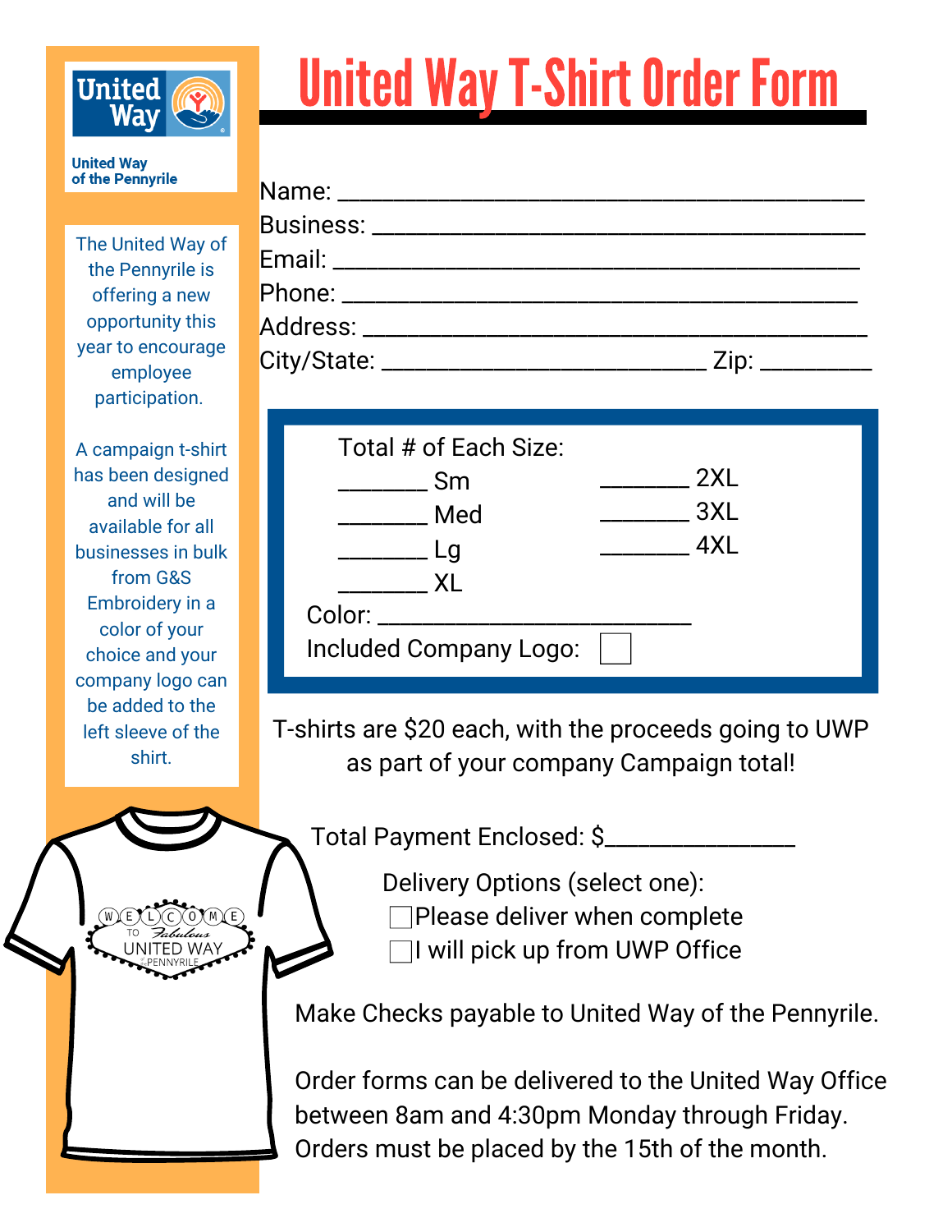# United Way T-Shirt Order Form

United Way of the Pennyrile

The United Way of the Pennyrile is offering a new opportunity this year to encourage employee participation.

A campaign t-shirt has been designed and will be available for all businesses in bulk from G&S Embroidery in a color of your choice and your company logo can be added to the left sleeve of the shirt.

Name: ________________________________________

Business: ______________________________________

Email: _________________________________________

Phone: ________________________________________

Address: _______________________________________

City/State: _________________________ Zip: _________

**Total # of Each Size:**

_______ Sm

_______ Med

_______ Lg

_______ XL

_______ 2XL

_______ 3XL

_______ 4XL

Color: ________________________

Included Company Logo: ☐

T-shirts are $20 each, with the proceeds going to UWP as part of your company Campaign total!

Total Payment Enclosed: $_______________

Delivery Options (select one):

☐ Please deliver when complete

☐ I will pick up from UWP Office

Make Checks payable to United Way of the Pennyrile.

Order forms can be delivered to the United Way Office between 8am and 4:30pm Monday through Friday. Orders must be placed by the 15th of the month.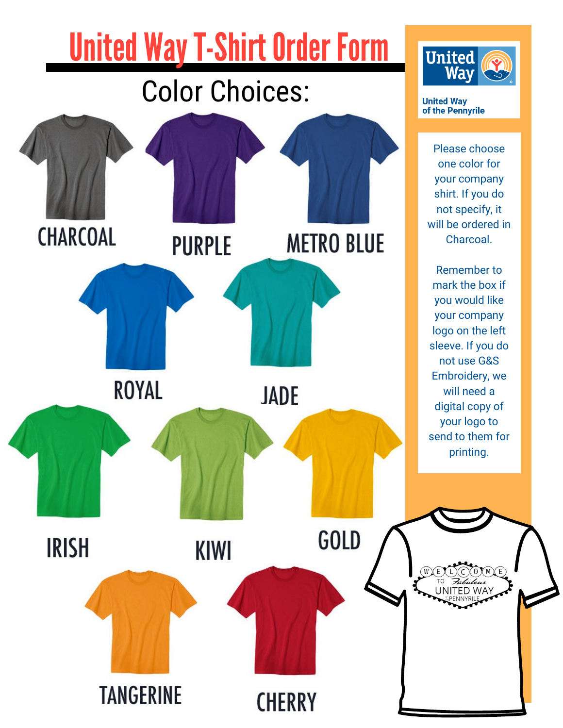# United Way T-Shirt Order Form

## Color Choices:

CHARCOAL

PURPLE

METRO BLUE

ROYAL

JADE

IRISH

KIWI

GOLD

TANGERINE

CHERRY

United Way

United Way of the Pennyrile

Please choose one color for your company shirt. If you do not specify, it will be ordered in Charcoal.

Remember to mark the box if you would like your company logo on the left sleeve. If you do not use G&S Embroidery, we will need a digital copy of your logo to send to them for printing.

WELCOME TO Fabulous UNITED WAY of the PENNYRILE